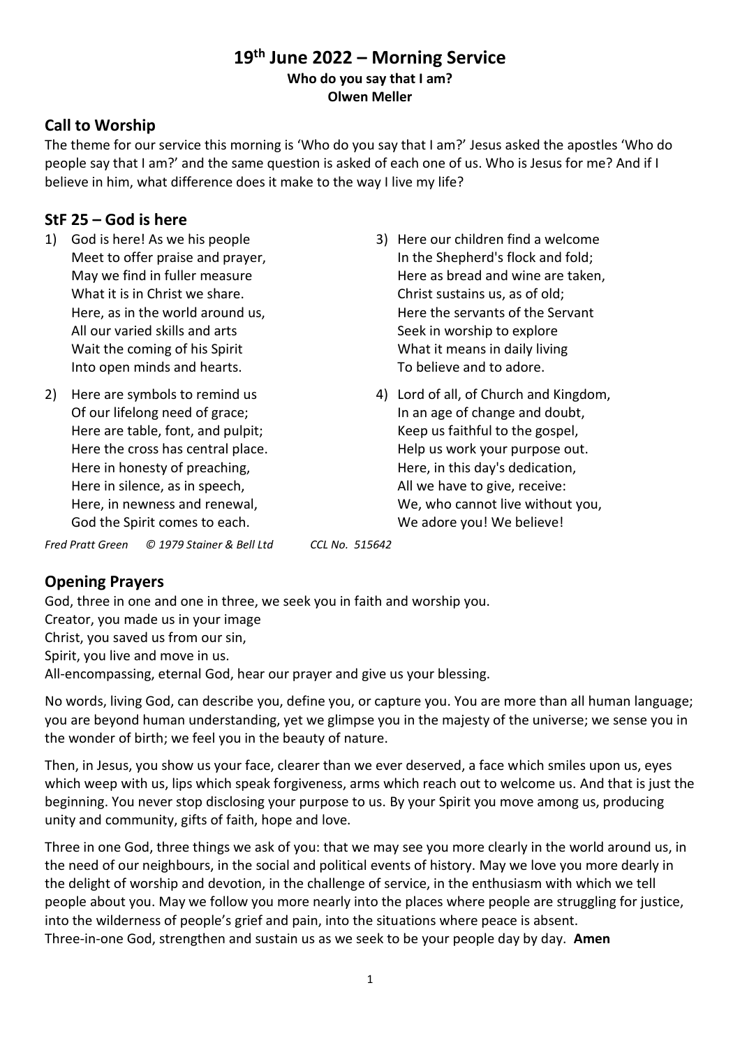# 19th June 2022 – Morning Service

**Who do you say that I am?**
**Olwen Meller**

## Call to Worship

The theme for our service this morning is 'Who do you say that I am?' Jesus asked the apostles 'Who do people say that I am?' and the same question is asked of each one of us. Who is Jesus for me? And if I believe in him, what difference does it make to the way I live my life?

## StF 25 – God is here

1) God is here! As we his people
   Meet to offer praise and prayer,
   May we find in fuller measure
   What it is in Christ we share.
   Here, as in the world around us,
   All our varied skills and arts
   Wait the coming of his Spirit
   Into open minds and hearts.

2) Here are symbols to remind us
   Of our lifelong need of grace;
   Here are table, font, and pulpit;
   Here the cross has central place.
   Here in honesty of preaching,
   Here in silence, as in speech,
   Here, in newness and renewal,
   God the Spirit comes to each.

3) Here our children find a welcome
   In the Shepherd's flock and fold;
   Here as bread and wine are taken,
   Christ sustains us, as of old;
   Here the servants of the Servant
   Seek in worship to explore
   What it means in daily living
   To believe and to adore.

4) Lord of all, of Church and Kingdom,
   In an age of change and doubt,
   Keep us faithful to the gospel,
   Help us work your purpose out.
   Here, in this day's dedication,
   All we have to give, receive:
   We, who cannot live without you,
   We adore you! We believe!

*Fred Pratt Green © 1979 Stainer & Bell Ltd CCL No. 515642*

## Opening Prayers

God, three in one and one in three, we seek you in faith and worship you.
Creator, you made us in your image
Christ, you saved us from our sin,
Spirit, you live and move in us.
All-encompassing, eternal God, hear our prayer and give us your blessing.

No words, living God, can describe you, define you, or capture you. You are more than all human language; you are beyond human understanding, yet we glimpse you in the majesty of the universe; we sense you in the wonder of birth; we feel you in the beauty of nature.

Then, in Jesus, you show us your face, clearer than we ever deserved, a face which smiles upon us, eyes which weep with us, lips which speak forgiveness, arms which reach out to welcome us. And that is just the beginning. You never stop disclosing your purpose to us. By your Spirit you move among us, producing unity and community, gifts of faith, hope and love.

Three in one God, three things we ask of you: that we may see you more clearly in the world around us, in the need of our neighbours, in the social and political events of history. May we love you more dearly in the delight of worship and devotion, in the challenge of service, in the enthusiasm with which we tell people about you. May we follow you more nearly into the places where people are struggling for justice, into the wilderness of people's grief and pain, into the situations where peace is absent.
Three-in-one God, strengthen and sustain us as we seek to be your people day by day. **Amen**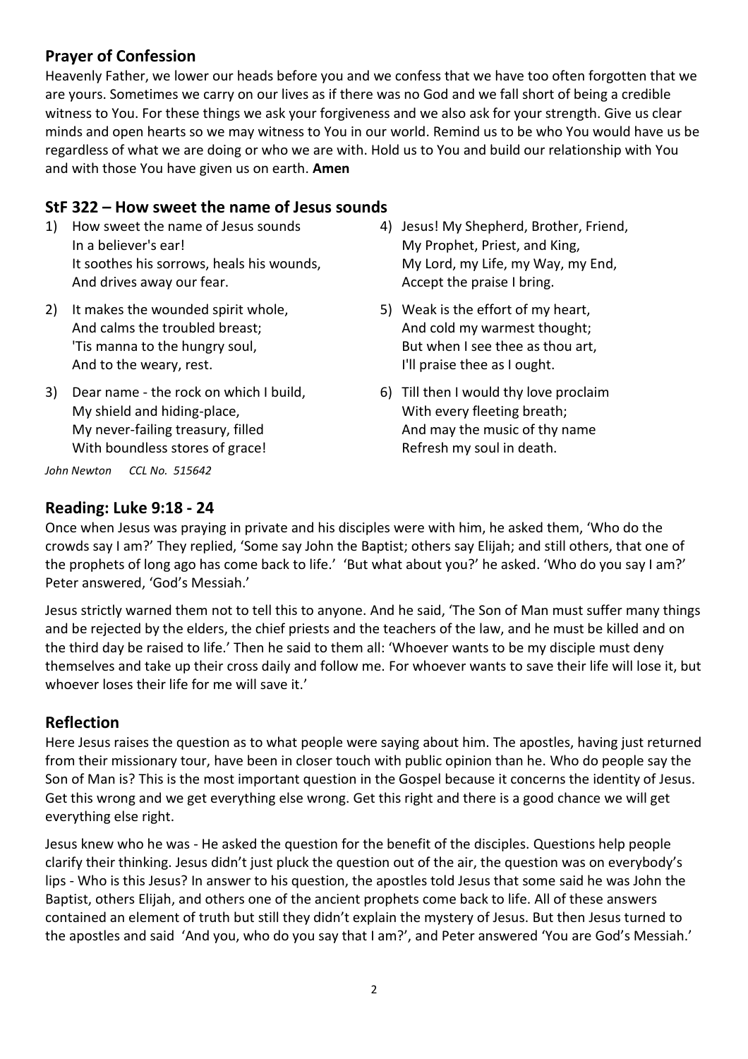## Prayer of Confession

Heavenly Father, we lower our heads before you and we confess that we have too often forgotten that we are yours. Sometimes we carry on our lives as if there was no God and we fall short of being a credible witness to You. For these things we ask your forgiveness and we also ask for your strength. Give us clear minds and open hearts so we may witness to You in our world. Remind us to be who You would have us be regardless of what we are doing or who we are with. Hold us to You and build our relationship with You and with those You have given us on earth. **Amen**

## StF 322 – How sweet the name of Jesus sounds

1) How sweet the name of Jesus sounds  
In a believer's ear!  
It soothes his sorrows, heals his wounds,  
And drives away our fear.

2) It makes the wounded spirit whole,  
And calms the troubled breast;  
'Tis manna to the hungry soul,  
And to the weary, rest.

3) Dear name - the rock on which I build,  
My shield and hiding-place,  
My never-failing treasury, filled  
With boundless stores of grace!

4) Jesus! My Shepherd, Brother, Friend,  
My Prophet, Priest, and King,  
My Lord, my Life, my Way, my End,  
Accept the praise I bring.

5) Weak is the effort of my heart,  
And cold my warmest thought;  
But when I see thee as thou art,  
I'll praise thee as I ought.

6) Till then I would thy love proclaim  
With every fleeting breath;  
And may the music of thy name  
Refresh my soul in death.

*John Newton CCL No. 515642*

## Reading: Luke 9:18 - 24

Once when Jesus was praying in private and his disciples were with him, he asked them, 'Who do the crowds say I am?' They replied, 'Some say John the Baptist; others say Elijah; and still others, that one of the prophets of long ago has come back to life.' 'But what about you?' he asked. 'Who do you say I am?' Peter answered, 'God's Messiah.'

Jesus strictly warned them not to tell this to anyone. And he said, 'The Son of Man must suffer many things and be rejected by the elders, the chief priests and the teachers of the law, and he must be killed and on the third day be raised to life.' Then he said to them all: 'Whoever wants to be my disciple must deny themselves and take up their cross daily and follow me. For whoever wants to save their life will lose it, but whoever loses their life for me will save it.'

## Reflection

Here Jesus raises the question as to what people were saying about him. The apostles, having just returned from their missionary tour, have been in closer touch with public opinion than he. Who do people say the Son of Man is? This is the most important question in the Gospel because it concerns the identity of Jesus. Get this wrong and we get everything else wrong. Get this right and there is a good chance we will get everything else right.

Jesus knew who he was - He asked the question for the benefit of the disciples. Questions help people clarify their thinking. Jesus didn't just pluck the question out of the air, the question was on everybody's lips - Who is this Jesus? In answer to his question, the apostles told Jesus that some said he was John the Baptist, others Elijah, and others one of the ancient prophets come back to life. All of these answers contained an element of truth but still they didn't explain the mystery of Jesus. But then Jesus turned to the apostles and said 'And you, who do you say that I am?', and Peter answered 'You are God's Messiah.'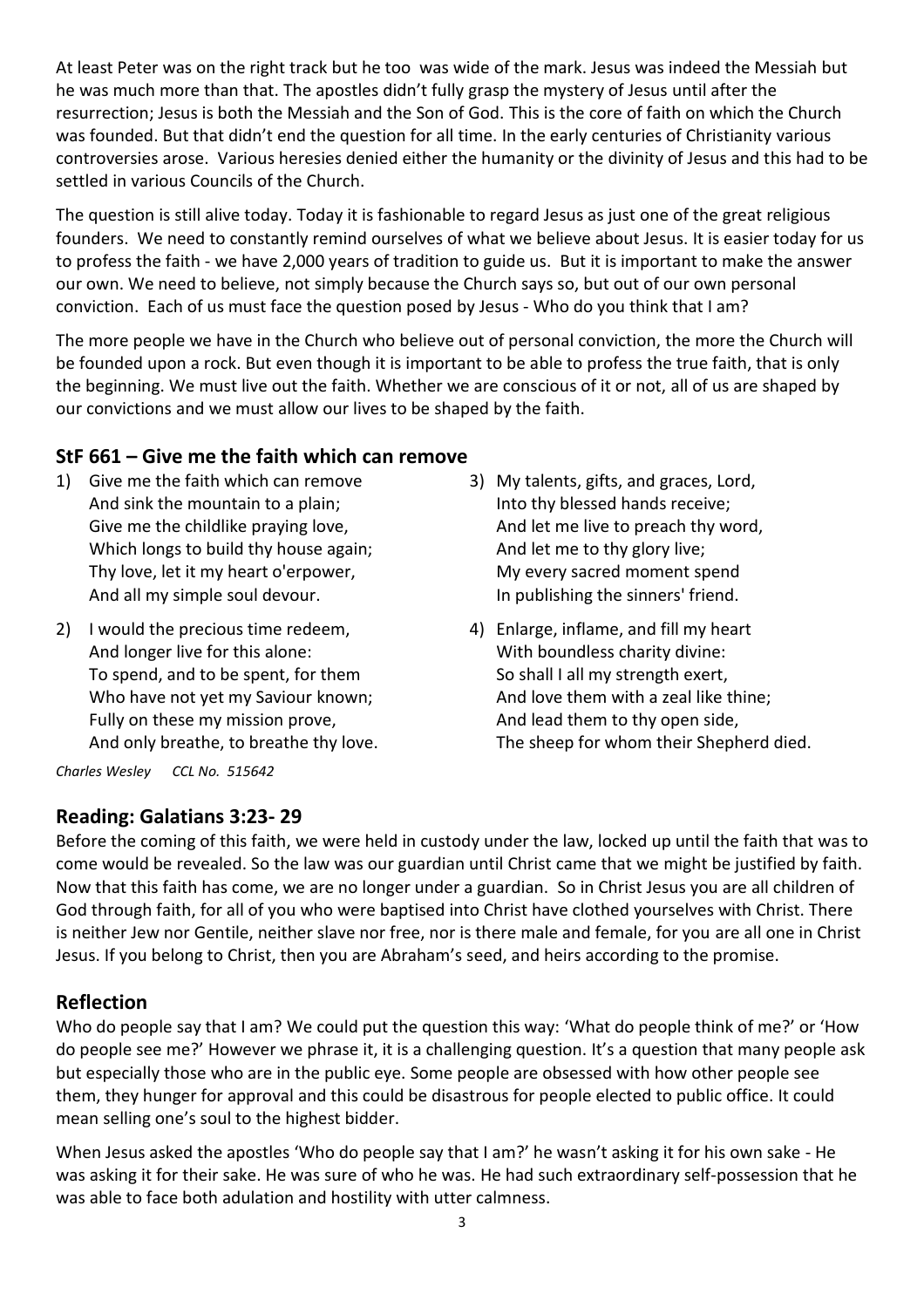At least Peter was on the right track but he too was wide of the mark. Jesus was indeed the Messiah but he was much more than that. The apostles didn't fully grasp the mystery of Jesus until after the resurrection; Jesus is both the Messiah and the Son of God. This is the core of faith on which the Church was founded. But that didn't end the question for all time. In the early centuries of Christianity various controversies arose. Various heresies denied either the humanity or the divinity of Jesus and this had to be settled in various Councils of the Church.

The question is still alive today. Today it is fashionable to regard Jesus as just one of the great religious founders. We need to constantly remind ourselves of what we believe about Jesus. It is easier today for us to profess the faith - we have 2,000 years of tradition to guide us. But it is important to make the answer our own. We need to believe, not simply because the Church says so, but out of our own personal conviction. Each of us must face the question posed by Jesus - Who do you think that I am?

The more people we have in the Church who believe out of personal conviction, the more the Church will be founded upon a rock. But even though it is important to be able to profess the true faith, that is only the beginning. We must live out the faith. Whether we are conscious of it or not, all of us are shaped by our convictions and we must allow our lives to be shaped by the faith.

## StF 661 – Give me the faith which can remove

1) Give me the faith which can remove
   And sink the mountain to a plain;
   Give me the childlike praying love,
   Which longs to build thy house again;
   Thy love, let it my heart o'erpower,
   And all my simple soul devour.

2) I would the precious time redeem,
   And longer live for this alone:
   To spend, and to be spent, for them
   Who have not yet my Saviour known;
   Fully on these my mission prove,
   And only breathe, to breathe thy love.

3) My talents, gifts, and graces, Lord,
   Into thy blessed hands receive;
   And let me live to preach thy word,
   And let me to thy glory live;
   My every sacred moment spend
   In publishing the sinners' friend.

4) Enlarge, inflame, and fill my heart
   With boundless charity divine:
   So shall I all my strength exert,
   And love them with a zeal like thine;
   And lead them to thy open side,
   The sheep for whom their Shepherd died.

*Charles Wesley CCL No. 515642*

## Reading: Galatians 3:23- 29

Before the coming of this faith, we were held in custody under the law, locked up until the faith that was to come would be revealed. So the law was our guardian until Christ came that we might be justified by faith. Now that this faith has come, we are no longer under a guardian. So in Christ Jesus you are all children of God through faith, for all of you who were baptised into Christ have clothed yourselves with Christ. There is neither Jew nor Gentile, neither slave nor free, nor is there male and female, for you are all one in Christ Jesus. If you belong to Christ, then you are Abraham's seed, and heirs according to the promise.

## Reflection

Who do people say that I am? We could put the question this way: 'What do people think of me?' or 'How do people see me?' However we phrase it, it is a challenging question. It's a question that many people ask but especially those who are in the public eye. Some people are obsessed with how other people see them, they hunger for approval and this could be disastrous for people elected to public office. It could mean selling one's soul to the highest bidder.

When Jesus asked the apostles 'Who do people say that I am?' he wasn't asking it for his own sake - He was asking it for their sake. He was sure of who he was. He had such extraordinary self-possession that he was able to face both adulation and hostility with utter calmness.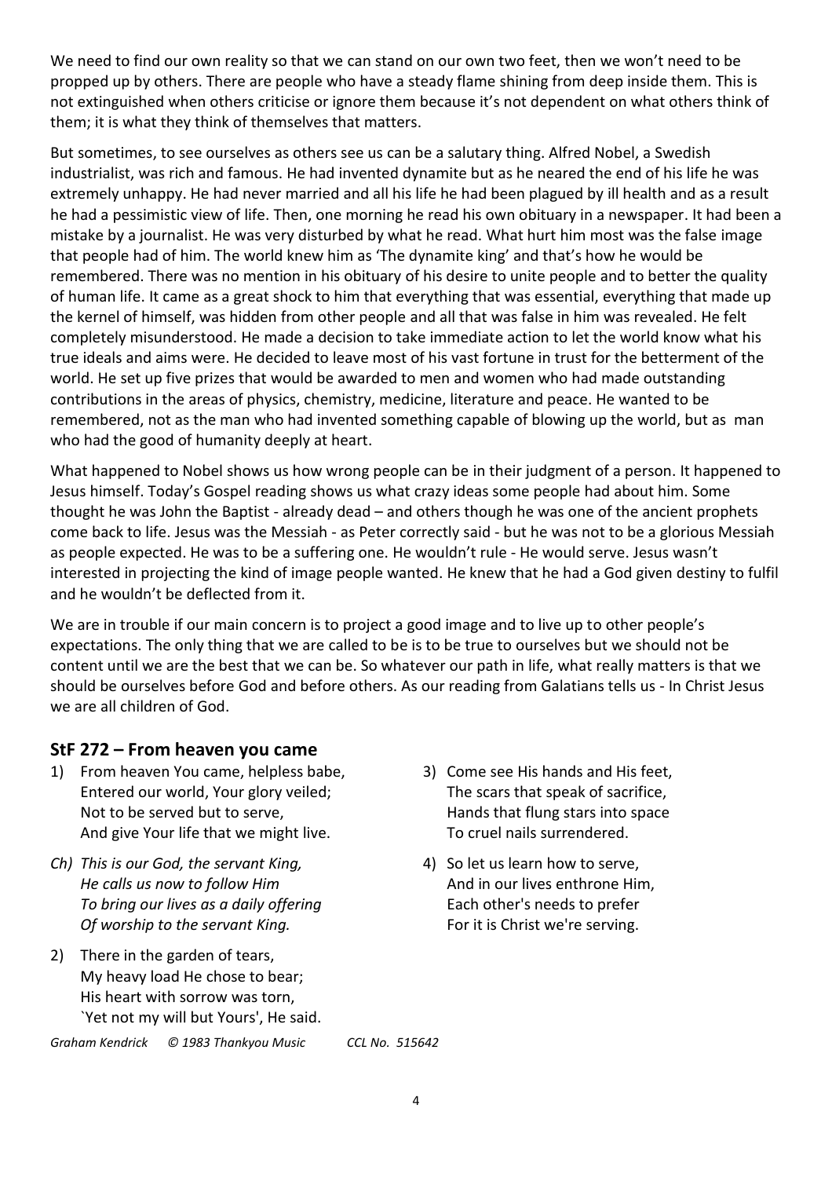We need to find our own reality so that we can stand on our own two feet, then we won't need to be propped up by others. There are people who have a steady flame shining from deep inside them. This is not extinguished when others criticise or ignore them because it's not dependent on what others think of them; it is what they think of themselves that matters.

But sometimes, to see ourselves as others see us can be a salutary thing. Alfred Nobel, a Swedish industrialist, was rich and famous. He had invented dynamite but as he neared the end of his life he was extremely unhappy. He had never married and all his life he had been plagued by ill health and as a result he had a pessimistic view of life. Then, one morning he read his own obituary in a newspaper. It had been a mistake by a journalist. He was very disturbed by what he read. What hurt him most was the false image that people had of him. The world knew him as 'The dynamite king' and that's how he would be remembered. There was no mention in his obituary of his desire to unite people and to better the quality of human life. It came as a great shock to him that everything that was essential, everything that made up the kernel of himself, was hidden from other people and all that was false in him was revealed. He felt completely misunderstood. He made a decision to take immediate action to let the world know what his true ideals and aims were. He decided to leave most of his vast fortune in trust for the betterment of the world. He set up five prizes that would be awarded to men and women who had made outstanding contributions in the areas of physics, chemistry, medicine, literature and peace. He wanted to be remembered, not as the man who had invented something capable of blowing up the world, but as  man who had the good of humanity deeply at heart.

What happened to Nobel shows us how wrong people can be in their judgment of a person. It happened to Jesus himself. Today's Gospel reading shows us what crazy ideas some people had about him. Some thought he was John the Baptist - already dead – and others though he was one of the ancient prophets come back to life. Jesus was the Messiah - as Peter correctly said - but he was not to be a glorious Messiah as people expected. He was to be a suffering one. He wouldn't rule - He would serve. Jesus wasn't interested in projecting the kind of image people wanted. He knew that he had a God given destiny to fulfil and he wouldn't be deflected from it.

We are in trouble if our main concern is to project a good image and to live up to other people's expectations. The only thing that we are called to be is to be true to ourselves but we should not be content until we are the best that we can be. So whatever our path in life, what really matters is that we should be ourselves before God and before others. As our reading from Galatians tells us - In Christ Jesus we are all children of God.

## StF 272 – From heaven you came

1) From heaven You came, helpless babe,
   Entered our world, Your glory veiled;
   Not to be served but to serve,
   And give Your life that we might live.

*Ch) This is our God, the servant King,*
*He calls us now to follow Him*
*To bring our lives as a daily offering*
*Of worship to the servant King.*

2) There in the garden of tears,
   My heavy load He chose to bear;
   His heart with sorrow was torn,
   `Yet not my will but Yours', He said.

3) Come see His hands and His feet,
   The scars that speak of sacrifice,
   Hands that flung stars into space
   To cruel nails surrendered.

4) So let us learn how to serve,
   And in our lives enthrone Him,
   Each other's needs to prefer
   For it is Christ we're serving.

*Graham Kendrick © 1983 Thankyou Music CCL No. 515642*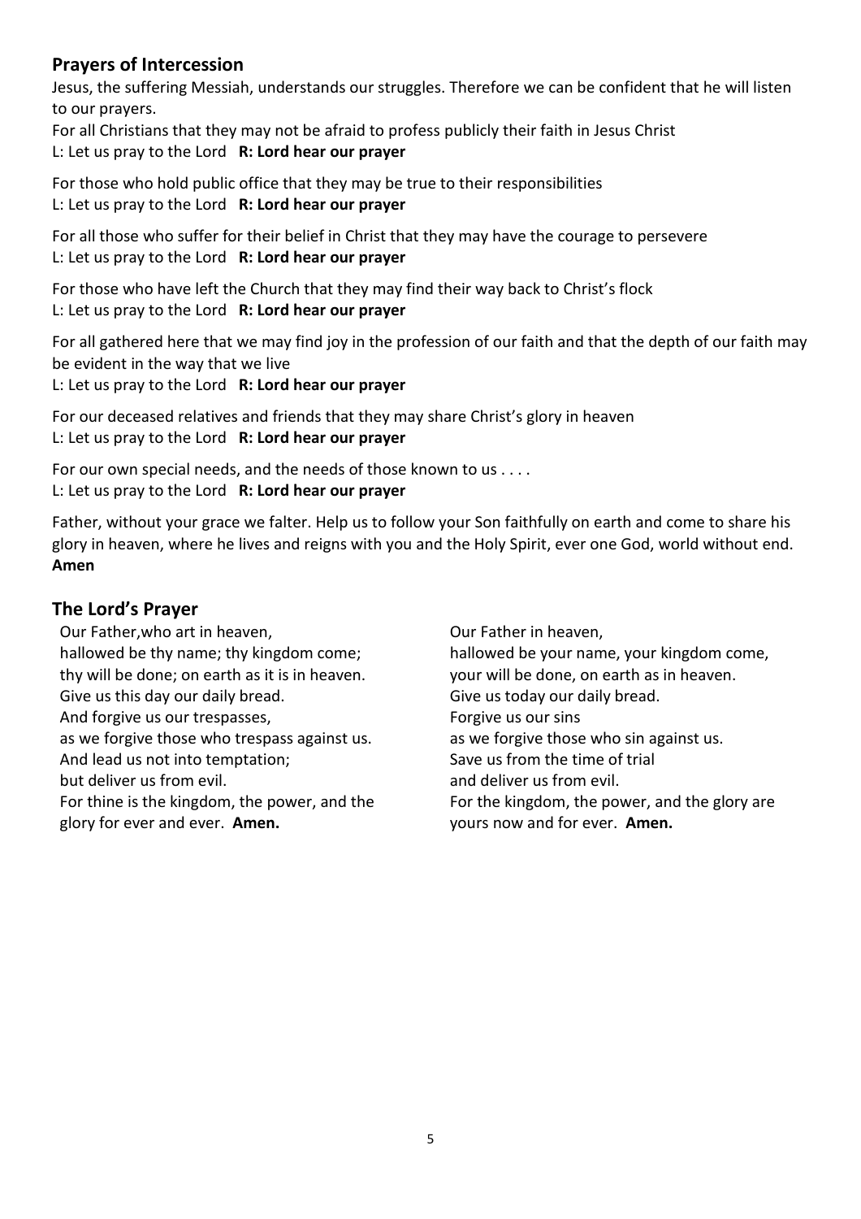## Prayers of Intercession

Jesus, the suffering Messiah, understands our struggles. Therefore we can be confident that he will listen to our prayers.

For all Christians that they may not be afraid to profess publicly their faith in Jesus Christ
L: Let us pray to the Lord **R: Lord hear our prayer**

For those who hold public office that they may be true to their responsibilities
L: Let us pray to the Lord **R: Lord hear our prayer**

For all those who suffer for their belief in Christ that they may have the courage to persevere
L: Let us pray to the Lord **R: Lord hear our prayer**

For those who have left the Church that they may find their way back to Christ's flock
L: Let us pray to the Lord **R: Lord hear our prayer**

For all gathered here that we may find joy in the profession of our faith and that the depth of our faith may be evident in the way that we live
L: Let us pray to the Lord **R: Lord hear our prayer**

For our deceased relatives and friends that they may share Christ's glory in heaven
L: Let us pray to the Lord **R: Lord hear our prayer**

For our own special needs, and the needs of those known to us . . . .
L: Let us pray to the Lord **R: Lord hear our prayer**

Father, without your grace we falter. Help us to follow your Son faithfully on earth and come to share his glory in heaven, where he lives and reigns with you and the Holy Spirit, ever one God, world without end.
**Amen**

## The Lord's Prayer

Our Father,who art in heaven,
hallowed be thy name; thy kingdom come;
thy will be done; on earth as it is in heaven.
Give us this day our daily bread.
And forgive us our trespasses,
as we forgive those who trespass against us.
And lead us not into temptation;
but deliver us from evil.
For thine is the kingdom, the power, and the glory for ever and ever. **Amen.**

Our Father in heaven,
hallowed be your name, your kingdom come,
your will be done, on earth as in heaven.
Give us today our daily bread.
Forgive us our sins
as we forgive those who sin against us.
Save us from the time of trial
and deliver us from evil.
For the kingdom, the power, and the glory are yours now and for ever. **Amen.**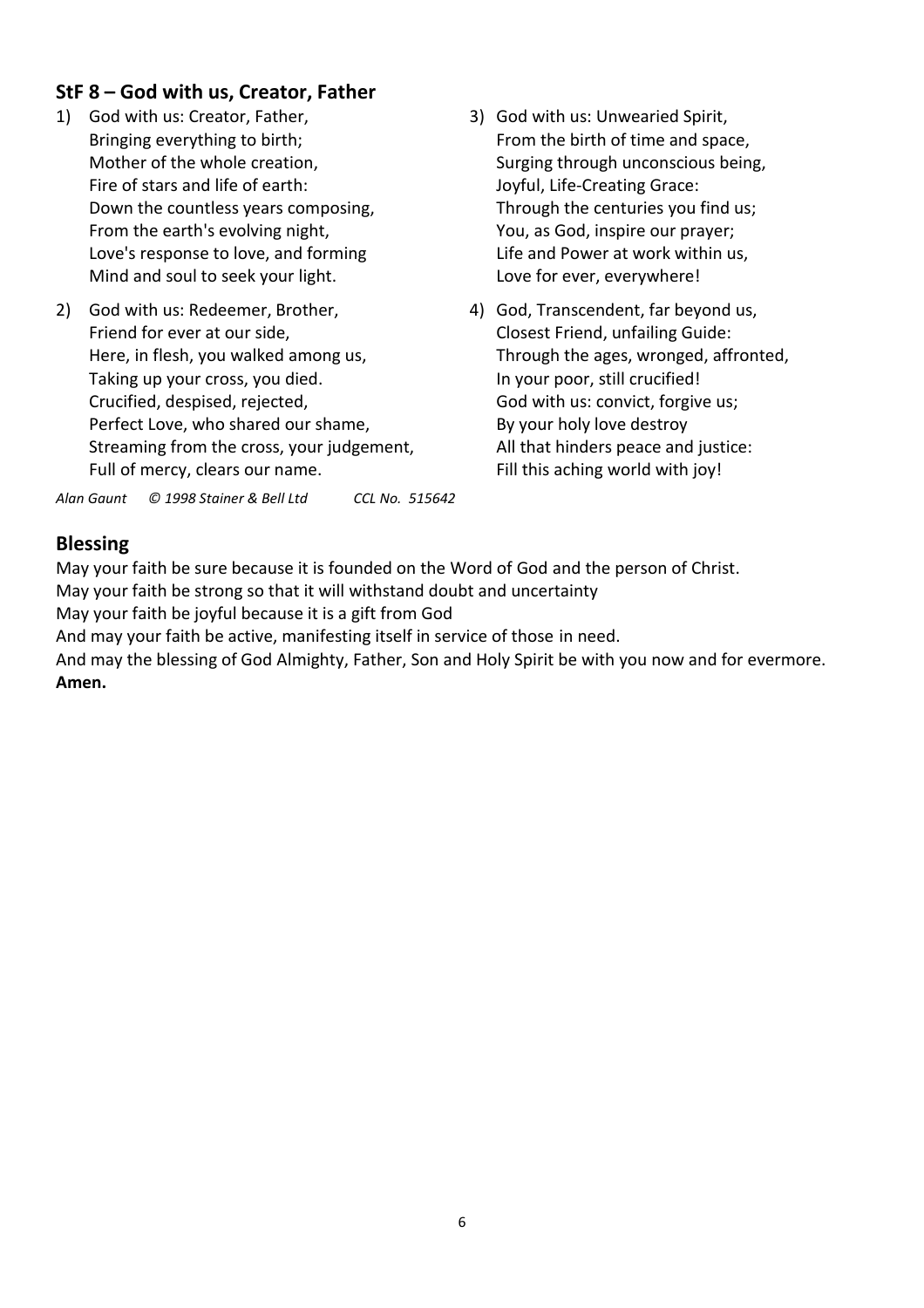## StF 8 – God with us, Creator, Father

1) God with us: Creator, Father,
Bringing everything to birth;
Mother of the whole creation,
Fire of stars and life of earth:
Down the countless years composing,
From the earth's evolving night,
Love's response to love, and forming
Mind and soul to seek your light.

2) God with us: Redeemer, Brother,
Friend for ever at our side,
Here, in flesh, you walked among us,
Taking up your cross, you died.
Crucified, despised, rejected,
Perfect Love, who shared our shame,
Streaming from the cross, your judgement,
Full of mercy, clears our name.

3) God with us: Unwearied Spirit,
From the birth of time and space,
Surging through unconscious being,
Joyful, Life-Creating Grace:
Through the centuries you find us;
You, as God, inspire our prayer;
Life and Power at work within us,
Love for ever, everywhere!

4) God, Transcendent, far beyond us,
Closest Friend, unfailing Guide:
Through the ages, wronged, affronted,
In your poor, still crucified!
God with us: convict, forgive us;
By your holy love destroy
All that hinders peace and justice:
Fill this aching world with joy!

*Alan Gaunt © 1998 Stainer & Bell Ltd CCL No. 515642*

## Blessing

May your faith be sure because it is founded on the Word of God and the person of Christ.
May your faith be strong so that it will withstand doubt and uncertainty
May your faith be joyful because it is a gift from God
And may your faith be active, manifesting itself in service of those in need.
And may the blessing of God Almighty, Father, Son and Holy Spirit be with you now and for evermore.
**Amen.**